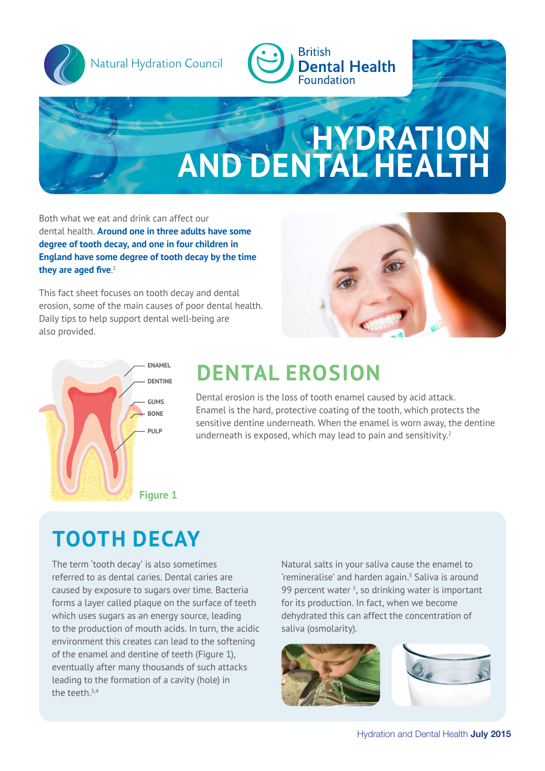Natural Hydration Council

British Dental Health Foundation

# HYDRATION AND DENTAL HEALTH

Both what we eat and drink can affect our dental health. **Around one in three adults have some degree of tooth decay, and one in four children in England have some degree of tooth decay by the time they are aged five.**[1]

This fact sheet focuses on tooth decay and dental erosion, some of the main causes of poor dental health. Daily tips to help support dental well-being are also provided.

ENAMEL
DENTINE
GUMS
BONE
PULP

Figure 1

## DENTAL EROSION

Dental erosion is the loss of tooth enamel caused by acid attack. Enamel is the hard, protective coating of the tooth, which protects the sensitive dentine underneath. When the enamel is worn away, the dentine underneath is exposed, which may lead to pain and sensitivity.[2]

## TOOTH DECAY

The term 'tooth decay' is also sometimes referred to as dental caries. Dental caries are caused by exposure to sugars over time. Bacteria forms a layer called plaque on the surface of teeth which uses sugars as an energy source, leading to the production of mouth acids. In turn, the acidic environment this creates can lead to the softening of the enamel and dentine of teeth (Figure 1), eventually after many thousands of such attacks leading to the formation of a cavity (hole) in the teeth.[3,4]

Natural salts in your saliva cause the enamel to 'remineralise' and harden again.[3] Saliva is around 99 percent water [5], so drinking water is important for its production. In fact, when we become dehydrated this can affect the concentration of saliva (osmolarity).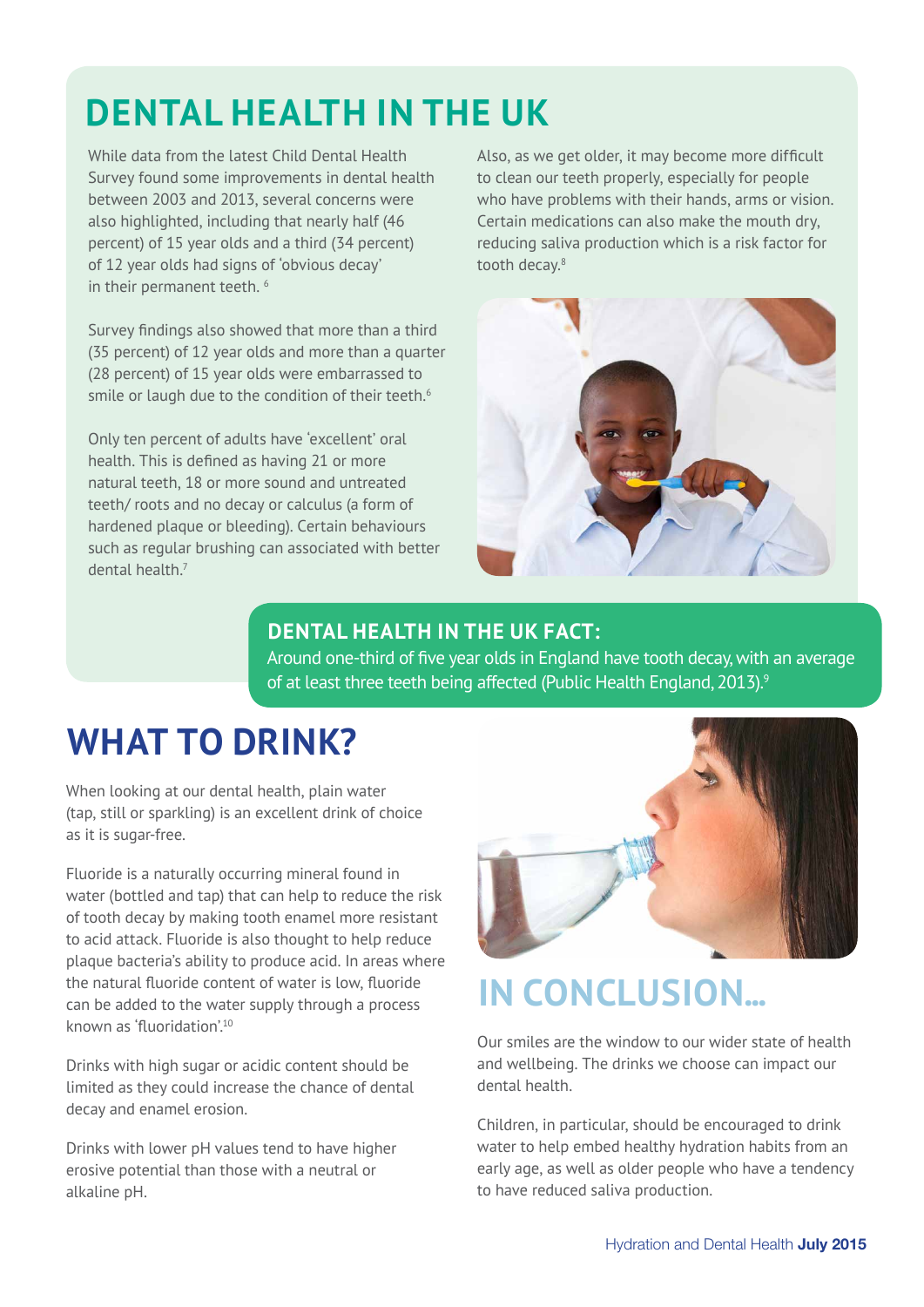# DENTAL HEALTH IN THE UK

While data from the latest Child Dental Health Survey found some improvements in dental health between 2003 and 2013, several concerns were also highlighted, including that nearly half (46 percent) of 15 year olds and a third (34 percent) of 12 year olds had signs of 'obvious decay' in their permanent teeth. [6]

Survey findings also showed that more than a third (35 percent) of 12 year olds and more than a quarter (28 percent) of 15 year olds were embarrassed to smile or laugh due to the condition of their teeth.[6]

Only ten percent of adults have 'excellent' oral health. This is defined as having 21 or more natural teeth, 18 or more sound and untreated teeth/ roots and no decay or calculus (a form of hardened plaque or bleeding). Certain behaviours such as regular brushing can associated with better dental health.[7]

Also, as we get older, it may become more difficult to clean our teeth properly, especially for people who have problems with their hands, arms or vision. Certain medications can also make the mouth dry, reducing saliva production which is a risk factor for tooth decay.[8]

### DENTAL HEALTH IN THE UK FACT:

Around one-third of five year olds in England have tooth decay, with an average of at least three teeth being affected (Public Health England, 2013).[9]

# WHAT TO DRINK?

When looking at our dental health, plain water (tap, still or sparkling) is an excellent drink of choice as it is sugar-free.

Fluoride is a naturally occurring mineral found in water (bottled and tap) that can help to reduce the risk of tooth decay by making tooth enamel more resistant to acid attack. Fluoride is also thought to help reduce plaque bacteria's ability to produce acid. In areas where the natural fluoride content of water is low, fluoride can be added to the water supply through a process known as 'fluoridation'.[10]

Drinks with high sugar or acidic content should be limited as they could increase the chance of dental decay and enamel erosion.

Drinks with lower pH values tend to have higher erosive potential than those with a neutral or alkaline pH.

# IN CONCLUSION...

Our smiles are the window to our wider state of health and wellbeing. The drinks we choose can impact our dental health.

Children, in particular, should be encouraged to drink water to help embed healthy hydration habits from an early age, as well as older people who have a tendency to have reduced saliva production.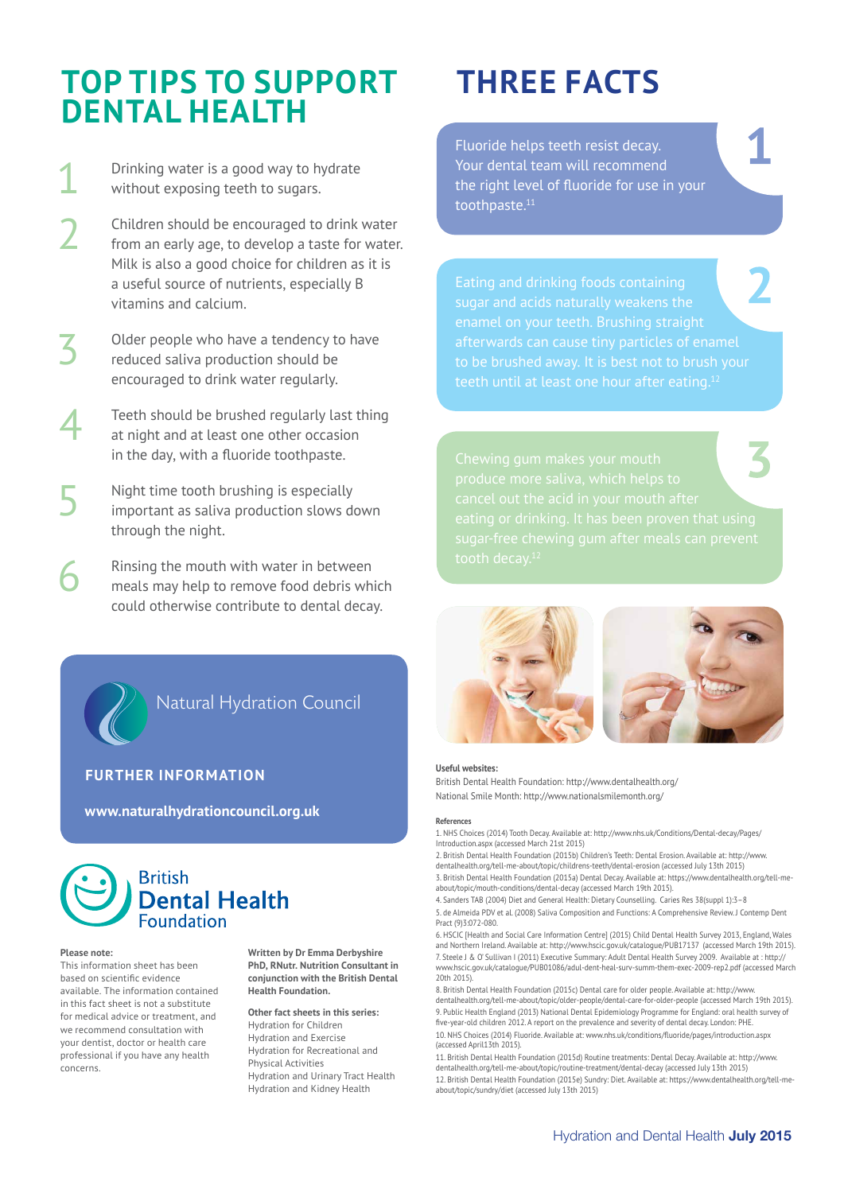# TOP TIPS TO SUPPORT DENTAL HEALTH

1. Drinking water is a good way to hydrate without exposing teeth to sugars.
2. Children should be encouraged to drink water from an early age, to develop a taste for water. Milk is also a good choice for children as it is a useful source of nutrients, especially B vitamins and calcium.
3. Older people who have a tendency to have reduced saliva production should be encouraged to drink water regularly.
4. Teeth should be brushed regularly last thing at night and at least one other occasion in the day, with a fluoride toothpaste.
5. Night time tooth brushing is especially important as saliva production slows down through the night.
6. Rinsing the mouth with water in between meals may help to remove food debris which could otherwise contribute to dental decay.

Natural Hydration Council

**FURTHER INFORMATION**

**www.naturalhydrationcouncil.org.uk**

British Dental Health Foundation

**Please note:**
This information sheet has been based on scientific evidence available. The information contained in this fact sheet is not a substitute for medical advice or treatment, and we recommend consultation with your dentist, doctor or health care professional if you have any health concerns.

**Written by Dr Emma Derbyshire PhD, RNutr. Nutrition Consultant in conjunction with the British Dental Health Foundation.**

**Other fact sheets in this series:**
Hydration for Children
Hydration and Exercise
Hydration for Recreational and Physical Activities
Hydration and Urinary Tract Health
Hydration and Kidney Health

# THREE FACTS

**1** Fluoride helps teeth resist decay. Your dental team will recommend the right level of fluoride for use in your toothpaste.[11]

**2** Eating and drinking foods containing sugar and acids naturally weakens the enamel on your teeth. Brushing straight afterwards can cause tiny particles of enamel to be brushed away. It is best not to brush your teeth until at least one hour after eating.[12]

**3** Chewing gum makes your mouth produce more saliva, which helps to cancel out the acid in your mouth after eating or drinking. It has been proven that using sugar-free chewing gum after meals can prevent tooth decay.[12]

**Useful websites:**
British Dental Health Foundation: http://www.dentalhealth.org/
National Smile Month: http://www.nationalsmilemonth.org/

**References**

1. NHS Choices (2014) Tooth Decay. Available at: http://www.nhs.uk/Conditions/Dental-decay/Pages/Introduction.aspx (accessed March 21st 2015)
2. British Dental Health Foundation (2015b) Children's Teeth: Dental Erosion. Available at: http://www.dentalhealth.org/tell-me-about/topic/childrens-teeth/dental-erosion (accessed July 13th 2015)
3. British Dental Health Foundation (2015a) Dental Decay. Available at: https://www.dentalhealth.org/tell-me-about/topic/mouth-conditions/dental-decay (accessed March 19th 2015).
4. Sanders TAB (2004) Diet and General Health: Dietary Counselling. Caries Res 38(suppl 1):3–8
5. de Almeida PDV et al. (2008) Saliva Composition and Functions: A Comprehensive Review. J Contemp Dent Pract (9)3:072-080.
6. HSCIC [Health and Social Care Information Centre] (2015) Child Dental Health Survey 2013, England, Wales and Northern Ireland. Available at: http://www.hscic.gov.uk/catalogue/PUB17137 (accessed March 19th 2015).
7. Steele J & O'Sullivan I (2011) Executive Summary: Adult Dental Health Survey 2009. Available at : http://www.hscic.gov.uk/catalogue/PUB01086/adul-dent-heal-surv-summ-them-exec-2009-rep2.pdf (accessed March 20th 2015).
8. British Dental Health Foundation (2015c) Dental care for older people. Available at: http://www.dentalhealth.org/tell-me-about/topic/older-people/dental-care-for-older-people (accessed March 19th 2015).
9. Public Health England (2013) National Dental Epidemiology Programme for England: oral health survey of five-year-old children 2012. A report on the prevalence and severity of dental decay. London: PHE.
10. NHS Choices (2014) Fluoride. Available at: www.nhs.uk/conditions/fluoride/pages/introduction.aspx (accessed April13th 2015).
11. British Dental Health Foundation (2015d) Routine treatments: Dental Decay. Available at: http://www.dentalhealth.org/tell-me-about/topic/routine-treatment/dental-decay (accessed July 13th 2015)
12. British Dental Health Foundation (2015e) Sundry: Diet. Available at: https://www.dentalhealth.org/tell-me-about/topic/sundry/diet (accessed July 13th 2015)